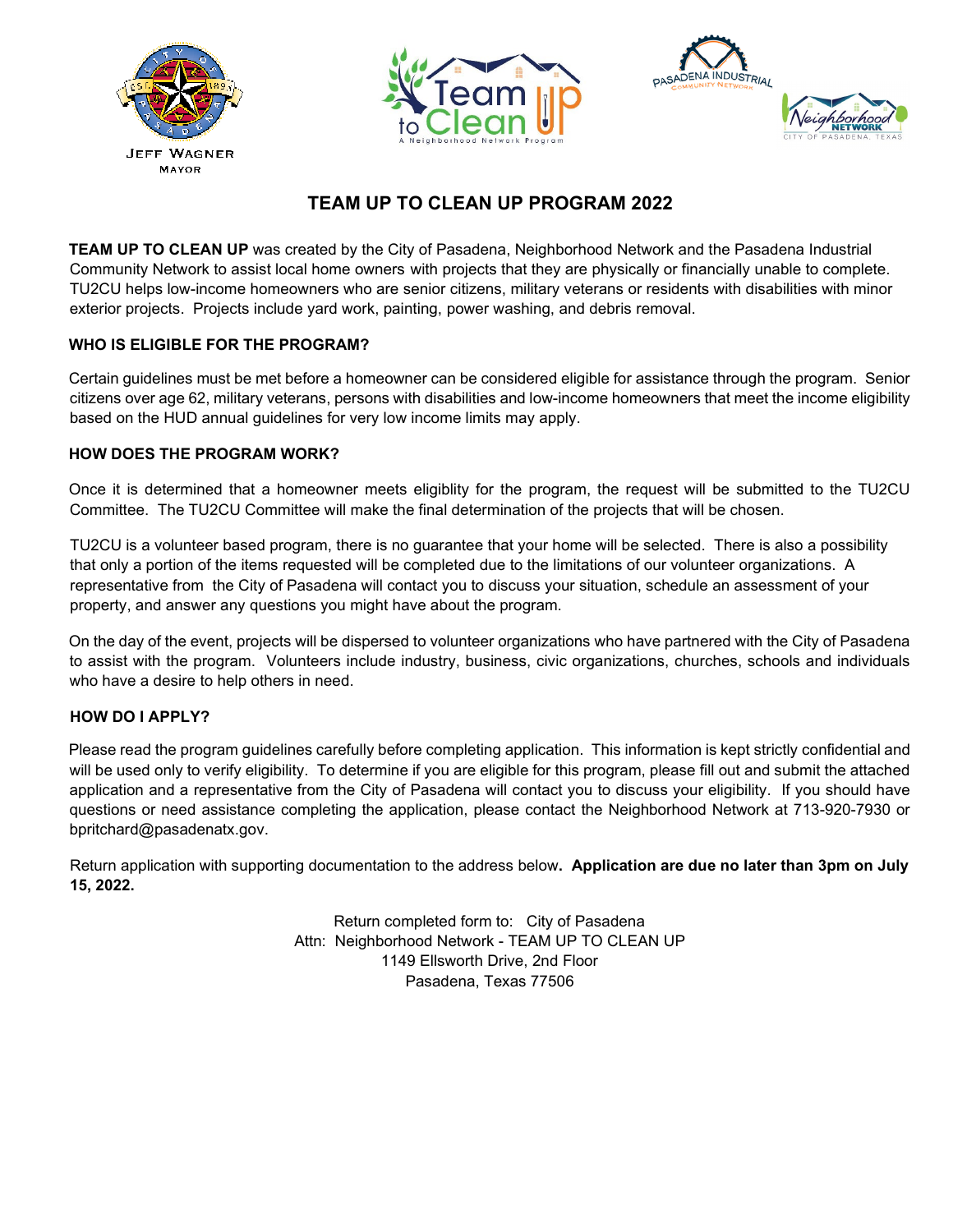JEFF WAGNER
MAYOR

# TEAM UP TO CLEAN UP PROGRAM 2022

**TEAM UP TO CLEAN UP** was created by the City of Pasadena, Neighborhood Network and the Pasadena Industrial Community Network to assist local home owners with projects that they are physically or financially unable to complete. TU2CU helps low-income homeowners who are senior citizens, military veterans or residents with disabilities with minor exterior projects. Projects include yard work, painting, power washing, and debris removal.

## WHO IS ELIGIBLE FOR THE PROGRAM?

Certain guidelines must be met before a homeowner can be considered eligible for assistance through the program. Senior citizens over age 62, military veterans, persons with disabilities and low-income homeowners that meet the income eligibility based on the HUD annual guidelines for very low income limits may apply.

## HOW DOES THE PROGRAM WORK?

Once it is determined that a homeowner meets eligiblity for the program, the request will be submitted to the TU2CU Committee. The TU2CU Committee will make the final determination of the projects that will be chosen.

TU2CU is a volunteer based program, there is no guarantee that your home will be selected. There is also a possibility that only a portion of the items requested will be completed due to the limitations of our volunteer organizations. A representative from the City of Pasadena will contact you to discuss your situation, schedule an assessment of your property, and answer any questions you might have about the program.

On the day of the event, projects will be dispersed to volunteer organizations who have partnered with the City of Pasadena to assist with the program. Volunteers include industry, business, civic organizations, churches, schools and individuals who have a desire to help others in need.

## HOW DO I APPLY?

Please read the program guidelines carefully before completing application. This information is kept strictly confidential and will be used only to verify eligibility. To determine if you are eligible for this program, please fill out and submit the attached application and a representative from the City of Pasadena will contact you to discuss your eligibility. If you should have questions or need assistance completing the application, please contact the Neighborhood Network at 713-920-7930 or bpritchard@pasadenatx.gov.

Return application with supporting documentation to the address below**. Application are due no later than 3pm on July 15, 2022.**

Return completed form to: City of Pasadena
Attn: Neighborhood Network - TEAM UP TO CLEAN UP
1149 Ellsworth Drive, 2nd Floor
Pasadena, Texas 77506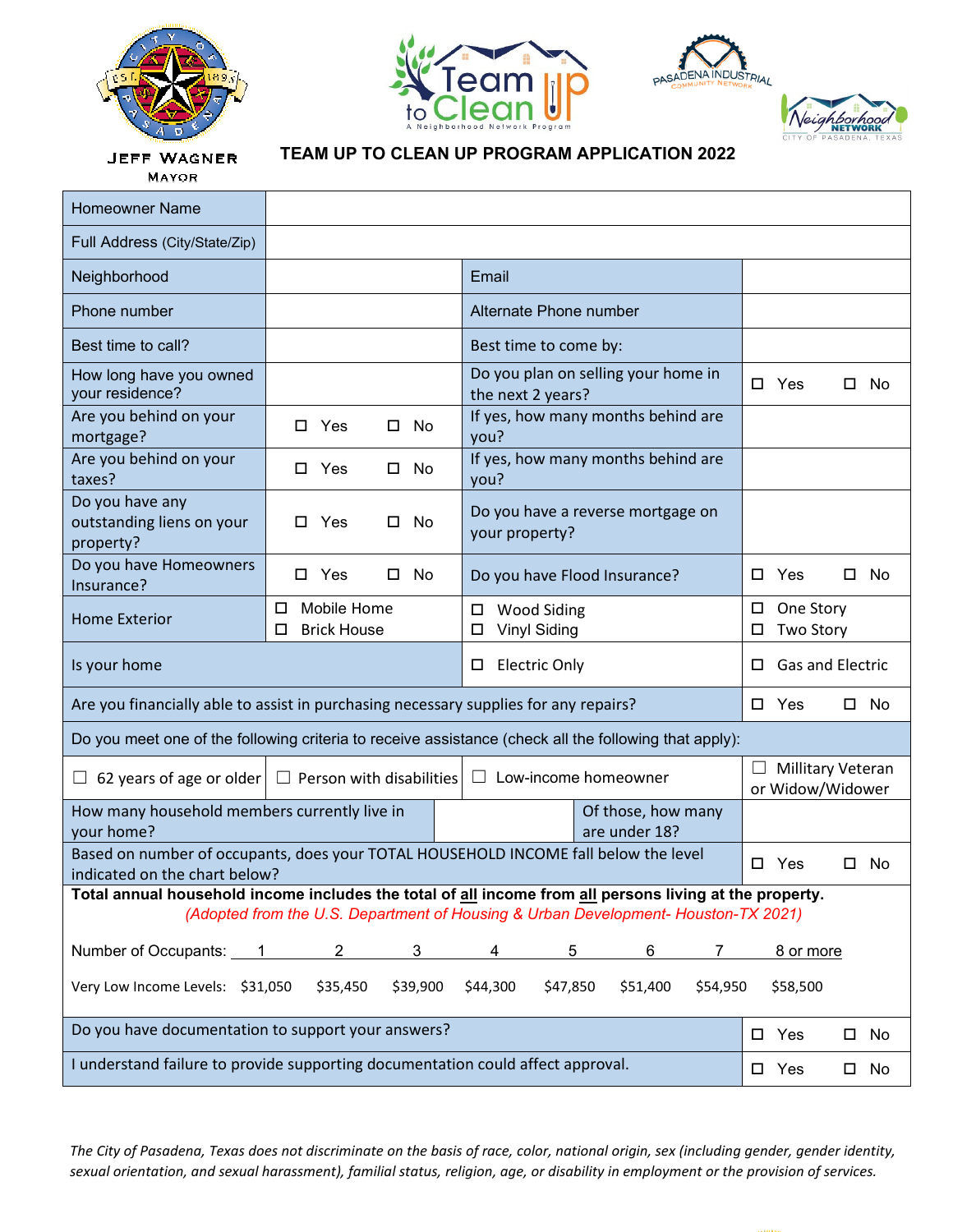JEFF WAGNER
MAYOR

# TEAM UP TO CLEAN UP PROGRAM APPLICATION 2022

| | | | |
|---|---|---|---|
| Homeowner Name | | | |
| Full Address (City/State/Zip) | | | |
| Neighborhood | | Email | |
| Phone number | | Alternate Phone number | |
| Best time to call? | | Best time to come by: | |
| How long have you owned your residence? | | Do you plan on selling your home in the next 2 years? | ☐ Yes ☐ No |
| Are you behind on your mortgage? | ☐ Yes ☐ No | If yes, how many months behind are you? | |
| Are you behind on your taxes? | ☐ Yes ☐ No | If yes, how many months behind are you? | |
| Do you have any outstanding liens on your property? | ☐ Yes ☐ No | Do you have a reverse mortgage on your property? | |
| Do you have Homeowners Insurance? | ☐ Yes ☐ No | Do you have Flood Insurance? | ☐ Yes ☐ No |
| Home Exterior | ☐ Mobile Home<br>☐ Brick House | ☐ Wood Siding<br>☐ Vinyl Siding | ☐ One Story<br>☐ Two Story |
| Is your home | | ☐ Electric Only | ☐ Gas and Electric |
| Are you financially able to assist in purchasing necessary supplies for any repairs? | | | ☐ Yes ☐ No |
| Do you meet one of the following criteria to receive assistance (check all the following that apply): | | | |
| ☐ 62 years of age or older | ☐ Person with disabilities | ☐ Low-income homeowner | ☐ Millitary Veteran or Widow/Widower |
| How many household members currently live in your home? | | Of those, how many are under 18? | |
| Based on number of occupants, does your TOTAL HOUSEHOLD INCOME fall below the level indicated on the chart below? | | | ☐ Yes ☐ No |

**Total annual household income includes the total of <u>all</u> income from <u>all</u> persons living at the property.**
*(Adopted from the U.S. Department of Housing & Urban Development- Houston-TX 2021)*

| Number of Occupants: | 1 | 2 | 3 | 4 | 5 | 6 | 7 | 8 or more |
|---|---|---|---|---|---|---|---|---|
| Very Low Income Levels: | $31,050 | $35,450 | $39,900 | $44,300 | $47,850 | $51,400 | $54,950 | $58,500 |

| | |
|---|---|
| Do you have documentation to support your answers? | ☐ Yes ☐ No |
| I understand failure to provide supporting documentation could affect approval. | ☐ Yes ☐ No |

*The City of Pasadena, Texas does not discriminate on the basis of race, color, national origin, sex (including gender, gender identity, sexual orientation, and sexual harassment), familial status, religion, age, or disability in employment or the provision of services.*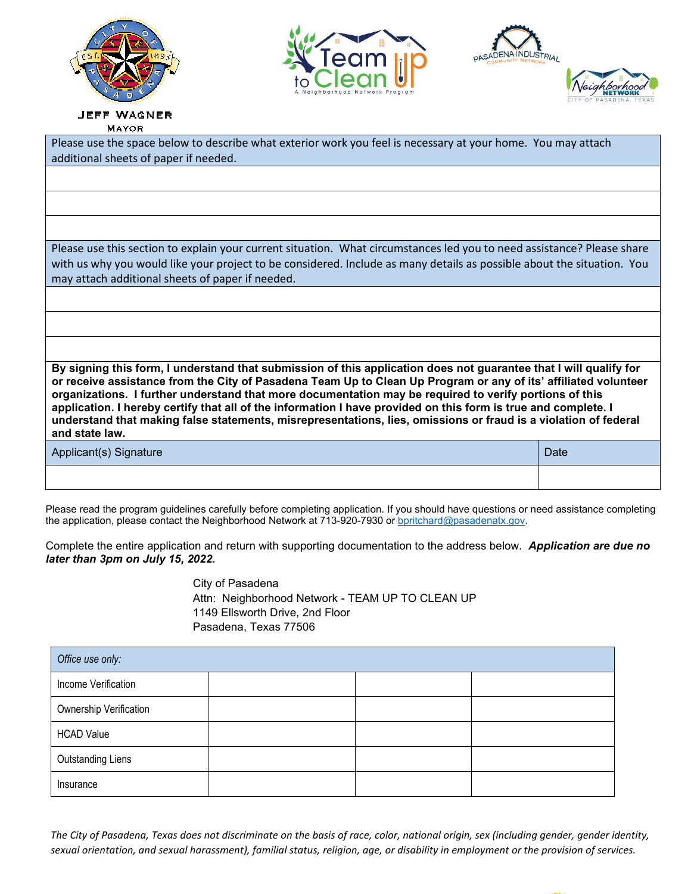JEFF WAGNER

MAYOR

| |
|---|
| Please use the space below to describe what exterior work you feel is necessary at your home. You may attach additional sheets of paper if needed. |
| |
| |
| |
| Please use this section to explain your current situation. What circumstances led you to need assistance? Please share with us why you would like your project to be considered. Include as many details as possible about the situation. You may attach additional sheets of paper if needed. |
| |
| |
| |
| **By signing this form, I understand that submission of this application does not guarantee that I will qualify for or receive assistance from the City of Pasadena Team Up to Clean Up Program or any of its' affiliated volunteer organizations. I further understand that more documentation may be required to verify portions of this application. I hereby certify that all of the information I have provided on this form is true and complete. I understand that making false statements, misrepresentations, lies, omissions or fraud is a violation of federal and state law.** |

| Applicant(s) Signature | Date |
|---|---|
| | |

Please read the program guidelines carefully before completing application. If you should have questions or need assistance completing the application, please contact the Neighborhood Network at 713-920-7930 or bpritchard@pasadenatx.gov.

Complete the entire application and return with supporting documentation to the address below. ***Application are due no later than 3pm on July 15, 2022.***

City of Pasadena
Attn: Neighborhood Network - TEAM UP TO CLEAN UP
1149 Ellsworth Drive, 2nd Floor
Pasadena, Texas 77506

| *Office use only:* | | | |
|---|---|---|---|
| Income Verification | | | |
| Ownership Verification | | | |
| HCAD Value | | | |
| Outstanding Liens | | | |
| Insurance | | | |

*The City of Pasadena, Texas does not discriminate on the basis of race, color, national origin, sex (including gender, gender identity, sexual orientation, and sexual harassment), familial status, religion, age, or disability in employment or the provision of services.*